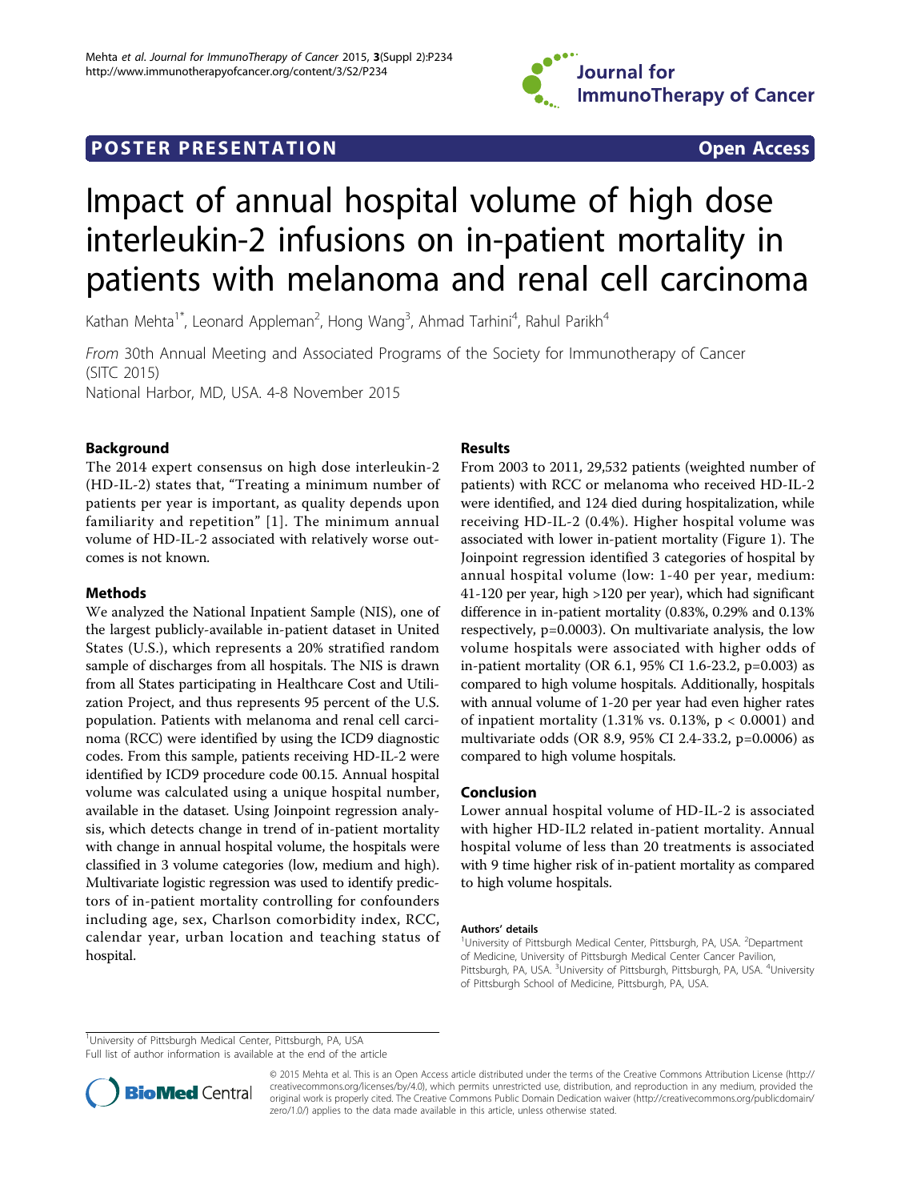POSTER PRESENTATION

Open Access

# Impact of annual hospital volume of high dose interleukin-2 infusions on in-patient mortality in patients with melanoma and renal cell carcinoma

Kathan Mehta[1*], Leonard Appleman[2], Hong Wang[3], Ahmad Tarhini[4], Rahul Parikh[4]

*From* 30th Annual Meeting and Associated Programs of the Society for Immunotherapy of Cancer (SITC 2015)
National Harbor, MD, USA. 4-8 November 2015

## Background

The 2014 expert consensus on high dose interleukin-2 (HD-IL-2) states that, "Treating a minimum number of patients per year is important, as quality depends upon familiarity and repetition" [1]. The minimum annual volume of HD-IL-2 associated with relatively worse outcomes is not known.

## Methods

We analyzed the National Inpatient Sample (NIS), one of the largest publicly-available in-patient dataset in United States (U.S.), which represents a 20% stratified random sample of discharges from all hospitals. The NIS is drawn from all States participating in Healthcare Cost and Utilization Project, and thus represents 95 percent of the U.S. population. Patients with melanoma and renal cell carcinoma (RCC) were identified by using the ICD9 diagnostic codes. From this sample, patients receiving HD-IL-2 were identified by ICD9 procedure code 00.15. Annual hospital volume was calculated using a unique hospital number, available in the dataset. Using Joinpoint regression analysis, which detects change in trend of in-patient mortality with change in annual hospital volume, the hospitals were classified in 3 volume categories (low, medium and high). Multivariate logistic regression was used to identify predictors of in-patient mortality controlling for confounders including age, sex, Charlson comorbidity index, RCC, calendar year, urban location and teaching status of hospital.

## Results

From 2003 to 2011, 29,532 patients (weighted number of patients) with RCC or melanoma who received HD-IL-2 were identified, and 124 died during hospitalization, while receiving HD-IL-2 (0.4%). Higher hospital volume was associated with lower in-patient mortality (Figure 1). The Joinpoint regression identified 3 categories of hospital by annual hospital volume (low: 1-40 per year, medium: 41-120 per year, high >120 per year), which had significant difference in in-patient mortality (0.83%, 0.29% and 0.13% respectively, p=0.0003). On multivariate analysis, the low volume hospitals were associated with higher odds of in-patient mortality (OR 6.1, 95% CI 1.6-23.2, p=0.003) as compared to high volume hospitals. Additionally, hospitals with annual volume of 1-20 per year had even higher rates of inpatient mortality (1.31% vs. 0.13%, $p < 0.0001$) and multivariate odds (OR 8.9, 95% CI 2.4-33.2, p=0.0006) as compared to high volume hospitals.

## Conclusion

Lower annual hospital volume of HD-IL-2 is associated with higher HD-IL2 related in-patient mortality. Annual hospital volume of less than 20 treatments is associated with 9 time higher risk of in-patient mortality as compared to high volume hospitals.

#### Authors' details

[1]University of Pittsburgh Medical Center, Pittsburgh, PA, USA. [2]Department of Medicine, University of Pittsburgh Medical Center Cancer Pavilion, Pittsburgh, PA, USA. [3]University of Pittsburgh, Pittsburgh, PA, USA. [4]University of Pittsburgh School of Medicine, Pittsburgh, PA, USA.

[1]University of Pittsburgh Medical Center, Pittsburgh, PA, USA
Full list of author information is available at the end of the article

© 2015 Mehta et al. This is an Open Access article distributed under the terms of the Creative Commons Attribution License (http://creativecommons.org/licenses/by/4.0), which permits unrestricted use, distribution, and reproduction in any medium, provided the original work is properly cited. The Creative Commons Public Domain Dedication waiver (http://creativecommons.org/publicdomain/zero/1.0/) applies to the data made available in this article, unless otherwise stated.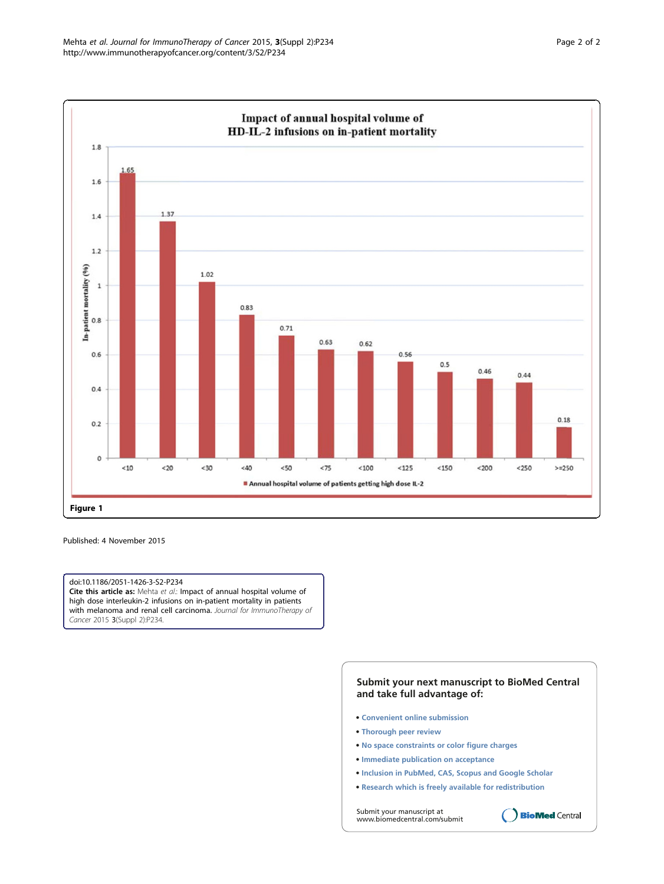Impact of annual hospital volume of
HD-IL-2 infusions on in-patient mortality

In-patient mortality (%)

1.8
1.6
1.4
1.2
1
0.8
0.6
0.4
0.2
0

1.65
1.37
1.02
0.83
0.71
0.63
0.62
0.56
0.5
0.46
0.44
0.18

<10
<20
<30
<40
<50
<75
<100
<125
<150
<200
<250
>=250

Annual hospital volume of patients getting high dose IL-2

**Figure 1**

Published: 4 November 2015

doi:10.1186/2051-1426-3-S2-P234
**Cite this article as:** Mehta *et al.*: Impact of annual hospital volume of high dose interleukin-2 infusions on in-patient mortality in patients with melanoma and renal cell carcinoma. *Journal for ImmunoTherapy of Cancer* 2015 **3**(Suppl 2):P234.

**Submit your next manuscript to BioMed Central and take full advantage of:**

- Convenient online submission
- Thorough peer review
- No space constraints or color figure charges
- Immediate publication on acceptance
- Inclusion in PubMed, CAS, Scopus and Google Scholar
- Research which is freely available for redistribution

Submit your manuscript at
www.biomedcentral.com/submit

BioMed Central